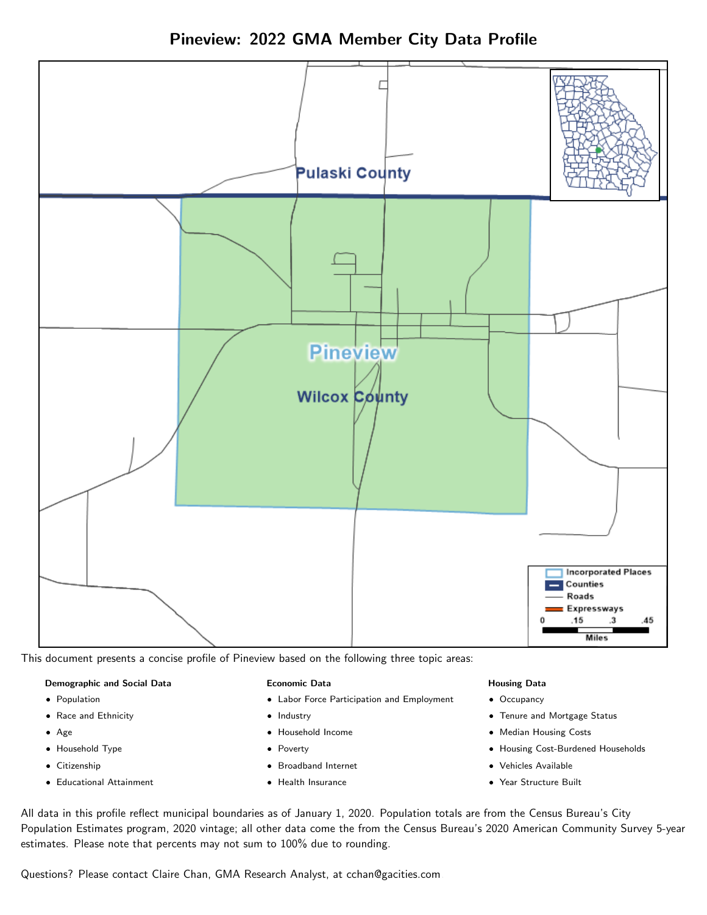# Pineview: 2022 GMA Member City Data Profile

This document presents a concise profile of Pineview based on the following three topic areas:

**Demographic and Social Data**

- Population
- Race and Ethnicity
- Age
- Household Type
- Citizenship
- Educational Attainment

**Economic Data**

- Labor Force Participation and Employment
- Industry
- Household Income
- Poverty
- Broadband Internet
- Health Insurance

**Housing Data**

- Occupancy
- Tenure and Mortgage Status
- Median Housing Costs
- Housing Cost-Burdened Households
- Vehicles Available
- Year Structure Built

All data in this profile reflect municipal boundaries as of January 1, 2020. Population totals are from the Census Bureau's City Population Estimates program, 2020 vintage; all other data come the from the Census Bureau's 2020 American Community Survey 5-year estimates. Please note that percents may not sum to 100% due to rounding.

Questions? Please contact Claire Chan, GMA Research Analyst, at cchan@gacities.com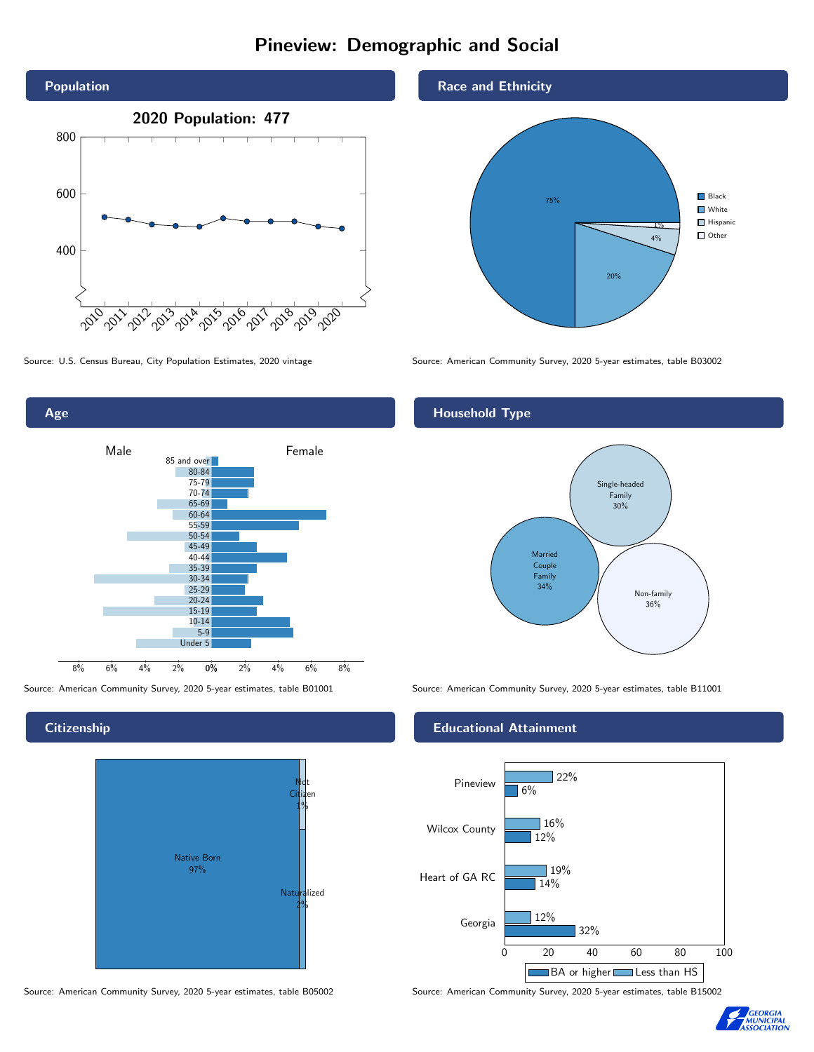# Pineview: Demographic and Social

## Population

2020 Population: 477

Source: U.S. Census Bureau, City Population Estimates, 2020 vintage

## Race and Ethnicity

| Group | Percent |
|---|---|
| Black | 75% |
| White | 20% |
| Hispanic | 4% |
| Other | 1% |

Source: American Community Survey, 2020 5-year estimates, table B03002

## Age

Source: American Community Survey, 2020 5-year estimates, table B01001

## Household Type

| Household Type | Percent |
|---|---|
| Single-headed Family | 30% |
| Married Couple Family | 34% |
| Non-family | 36% |

Source: American Community Survey, 2020 5-year estimates, table B11001

## Citizenship

| Status | Percent |
|---|---|
| Native Born | 97% |
| Not Citizen | 1% |
| Naturalized | 2% |

Source: American Community Survey, 2020 5-year estimates, table B05002

## Educational Attainment

| Area | Less than HS | BA or higher |
|---|---|---|
| Pineview | 22% | 6% |
| Wilcox County | 16% | 12% |
| Heart of GA RC | 19% | 14% |
| Georgia | 12% | 32% |

Source: American Community Survey, 2020 5-year estimates, table B15002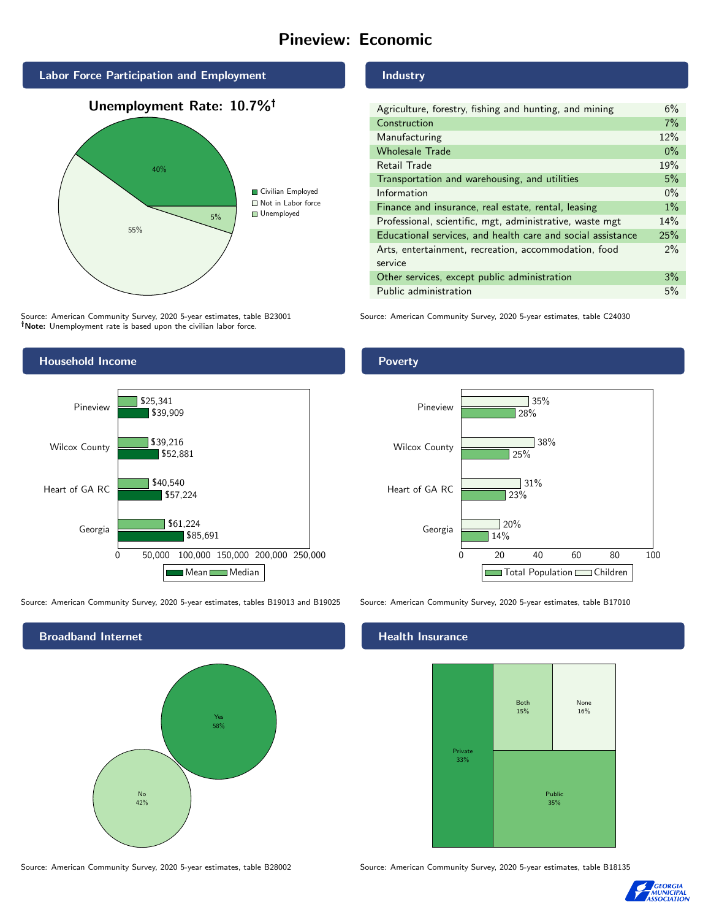# Pineview: Economic

## Labor Force Participation and Employment

**Unemployment Rate: 10.7%†**

| Category | Percent |
| --- | --- |
| Civilian Employed | 40% |
| Not in Labor force | 55% |
| Unemployed | 5% |

Source: American Community Survey, 2020 5-year estimates, table B23001
**†Note:** Unemployment rate is based upon the civilian labor force.

## Industry

| Industry | Percent |
| --- | --- |
| Agriculture, forestry, fishing and hunting, and mining | 6% |
| Construction | 7% |
| Manufacturing | 12% |
| Wholesale Trade | 0% |
| Retail Trade | 19% |
| Transportation and warehousing, and utilities | 5% |
| Information | 0% |
| Finance and insurance, real estate, rental, leasing | 1% |
| Professional, scientific, mgt, administrative, waste mgt | 14% |
| Educational services, and health care and social assistance | 25% |
| Arts, entertainment, recreation, accommodation, food service | 2% |
| Other services, except public administration | 3% |
| Public administration | 5% |

Source: American Community Survey, 2020 5-year estimates, table C24030

## Household Income

| | Median | Mean |
| --- | --- | --- |
| Pineview | $25,341 | $39,909 |
| Wilcox County | $39,216 | $52,881 |
| Heart of GA RC | $40,540 | $57,224 |
| Georgia | $61,224 | $85,691 |

Source: American Community Survey, 2020 5-year estimates, tables B19013 and B19025

## Poverty

| | Children | Total Population |
| --- | --- | --- |
| Pineview | 35% | 28% |
| Wilcox County | 38% | 25% |
| Heart of GA RC | 31% | 23% |
| Georgia | 20% | 14% |

Source: American Community Survey, 2020 5-year estimates, table B17010

## Broadband Internet

| | Percent |
| --- | --- |
| Yes | 58% |
| No | 42% |

Source: American Community Survey, 2020 5-year estimates, table B28002

## Health Insurance

| | Percent |
| --- | --- |
| Private | 33% |
| Both | 15% |
| None | 16% |
| Public | 35% |

Source: American Community Survey, 2020 5-year estimates, table B18135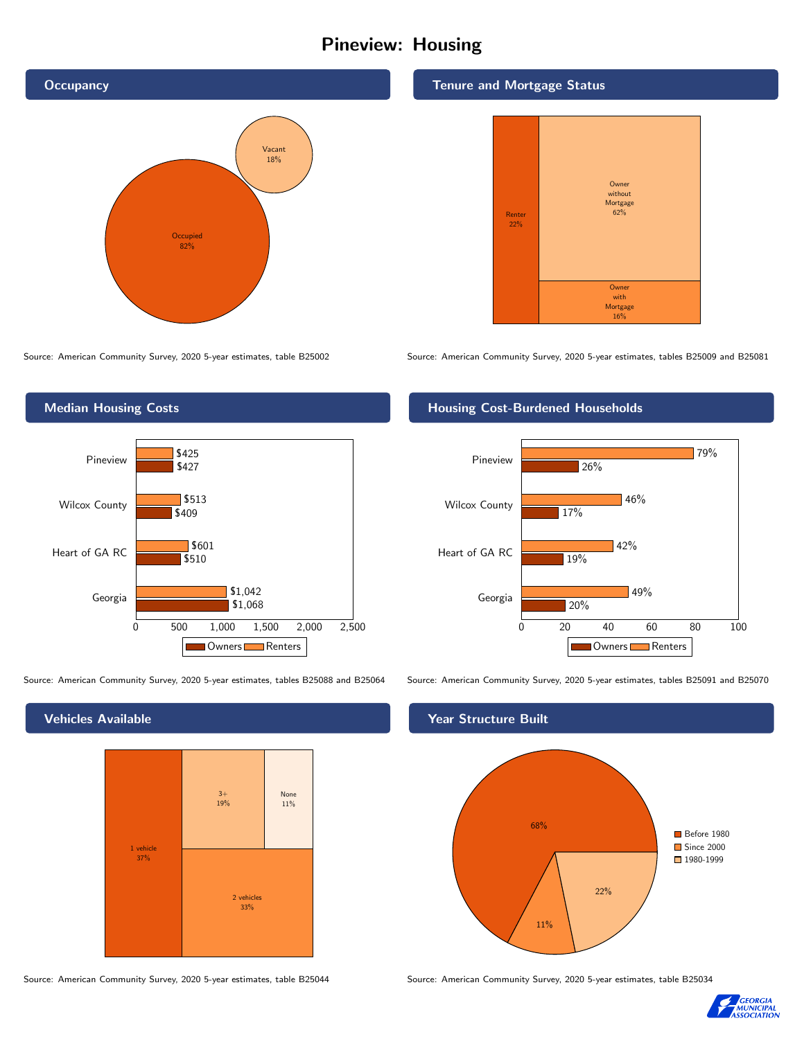# Pineview: Housing

## Occupancy

Vacant
18%

Occupied
82%

Source: American Community Survey, 2020 5-year estimates, table B25002

## Tenure and Mortgage Status

Renter
22%

Owner
without
Mortgage
62%

Owner
with
Mortgage
16%

Source: American Community Survey, 2020 5-year estimates, tables B25009 and B25081

## Median Housing Costs

Pineview
$425
$427

Wilcox County
$513
$409

Heart of GA RC
$601
$510

Georgia
$1,042
$1,068

0
500
1,000
1,500
2,000
2,500

Owners
Renters

Source: American Community Survey, 2020 5-year estimates, tables B25088 and B25064

## Housing Cost-Burdened Households

Pineview
79%
26%

Wilcox County
46%
17%

Heart of GA RC
42%
19%

Georgia
49%
20%

0
20
40
60
80
100

Owners
Renters

Source: American Community Survey, 2020 5-year estimates, tables B25091 and B25070

## Vehicles Available

1 vehicle
37%

3+
19%

None
11%

2 vehicles
33%

Source: American Community Survey, 2020 5-year estimates, table B25044

## Year Structure Built

68%

11%

22%

Before 1980
Since 2000
1980-1999

Source: American Community Survey, 2020 5-year estimates, table B25034